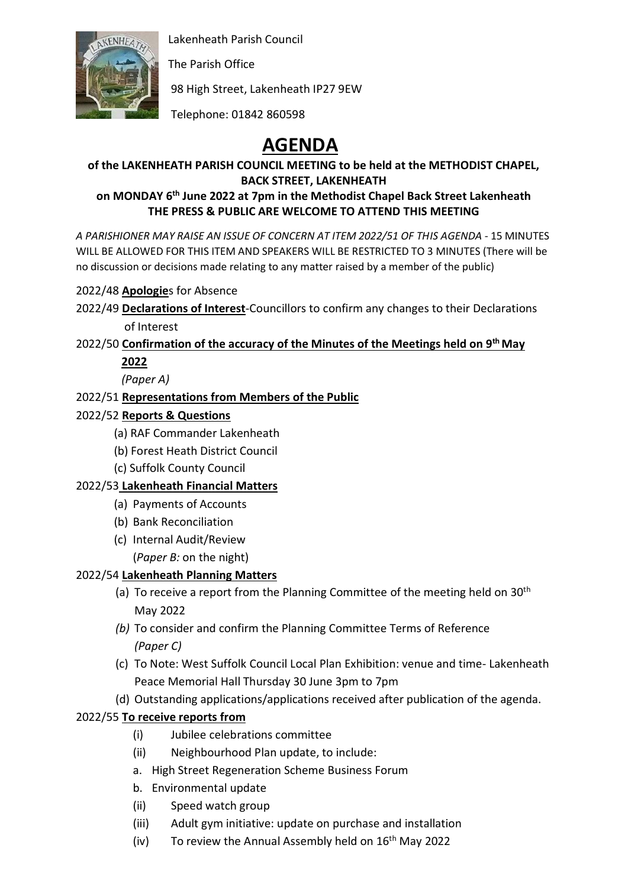Lakenheath Parish Council

The Parish Office

98 High Street, Lakenheath IP27 9EW

Telephone: 01842 860598

# AGENDA

**of the LAKENHEATH PARISH COUNCIL MEETING to be held at the METHODIST CHAPEL, BACK STREET, LAKENHEATH**

**on MONDAY 6th June 2022 at 7pm in the Methodist Chapel Back Street Lakenheath**

**THE PRESS & PUBLIC ARE WELCOME TO ATTEND THIS MEETING**

*A PARISHIONER MAY RAISE AN ISSUE OF CONCERN AT ITEM 2022/51 OF THIS AGENDA* - 15 MINUTES WILL BE ALLOWED FOR THIS ITEM AND SPEAKERS WILL BE RESTRICTED TO 3 MINUTES (There will be no discussion or decisions made relating to any matter raised by a member of the public)

2022/48 **Apologie**s for Absence

2022/49 **Declarations of Interest**-Councillors to confirm any changes to their Declarations of Interest

2022/50 **Confirmation of the accuracy of the Minutes of the Meetings held on 9th May 2022**
*(Paper A)*

2022/51 **Representations from Members of the Public**

2022/52 **Reports & Questions**

- (a) RAF Commander Lakenheath
- (b) Forest Heath District Council
- (c) Suffolk County Council

2022/53 **Lakenheath Financial Matters**

- (a) Payments of Accounts
- (b) Bank Reconciliation
- (c) Internal Audit/Review
(*Paper B:* on the night)

2022/54 **Lakenheath Planning Matters**

- (a) To receive a report from the Planning Committee of the meeting held on 30th May 2022
- *(b)* To consider and confirm the Planning Committee Terms of Reference *(Paper C)*
- (c) To Note: West Suffolk Council Local Plan Exhibition: venue and time- Lakenheath Peace Memorial Hall Thursday 30 June 3pm to 7pm
- (d) Outstanding applications/applications received after publication of the agenda.

2022/55 **To receive reports from**

- (i) Jubilee celebrations committee
- (ii) Neighbourhood Plan update, to include:
  - a. High Street Regeneration Scheme Business Forum
  - b. Environmental update
- (ii) Speed watch group
- (iii) Adult gym initiative: update on purchase and installation
- (iv) To review the Annual Assembly held on 16th May 2022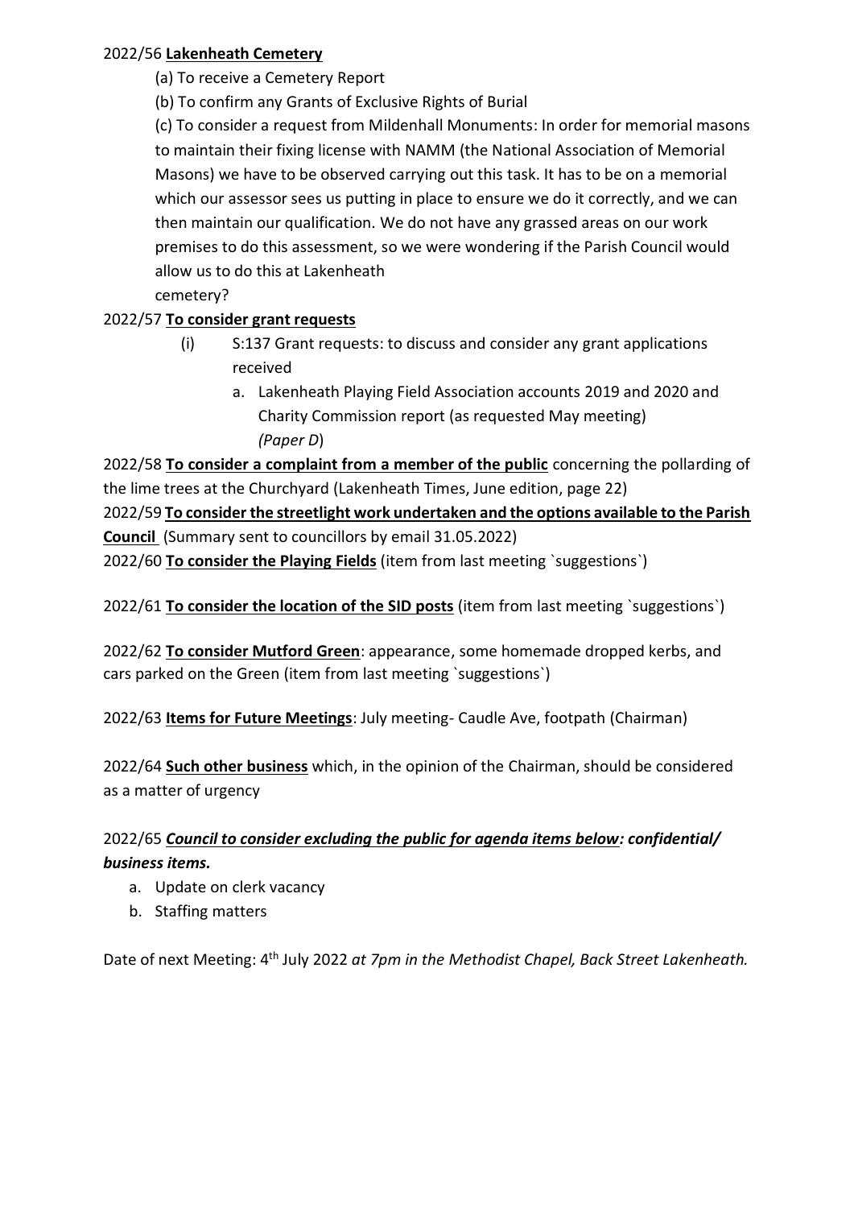2022/56 **Lakenheath Cemetery**

(a) To receive a Cemetery Report

(b) To confirm any Grants of Exclusive Rights of Burial

(c) To consider a request from Mildenhall Monuments: In order for memorial masons to maintain their fixing license with NAMM (the National Association of Memorial Masons) we have to be observed carrying out this task. It has to be on a memorial which our assessor sees us putting in place to ensure we do it correctly, and we can then maintain our qualification. We do not have any grassed areas on our work premises to do this assessment, so we were wondering if the Parish Council would allow us to do this at Lakenheath cemetery?

2022/57 **To consider grant requests**

(i) S:137 Grant requests: to discuss and consider any grant applications received

a. Lakenheath Playing Field Association accounts 2019 and 2020 and Charity Commission report (as requested May meeting) *(Paper D*)

2022/58 **To consider a complaint from a member of the public** concerning the pollarding of the lime trees at the Churchyard (Lakenheath Times, June edition, page 22)

2022/59 **To consider the streetlight work undertaken and the options available to the Parish Council** (Summary sent to councillors by email 31.05.2022)

2022/60 **To consider the Playing Fields** (item from last meeting `suggestions`)

2022/61 **To consider the location of the SID posts** (item from last meeting `suggestions`)

2022/62 **To consider Mutford Green**: appearance, some homemade dropped kerbs, and cars parked on the Green (item from last meeting `suggestions`)

2022/63 **Items for Future Meetings**: July meeting- Caudle Ave, footpath (Chairman)

2022/64 **Such other business** which, in the opinion of the Chairman, should be considered as a matter of urgency

2022/65 ***Council to consider excluding the public for agenda items below: confidential/ business items.***

a. Update on clerk vacancy
b. Staffing matters

Date of next Meeting: 4th July 2022 *at 7pm in the Methodist Chapel, Back Street Lakenheath.*